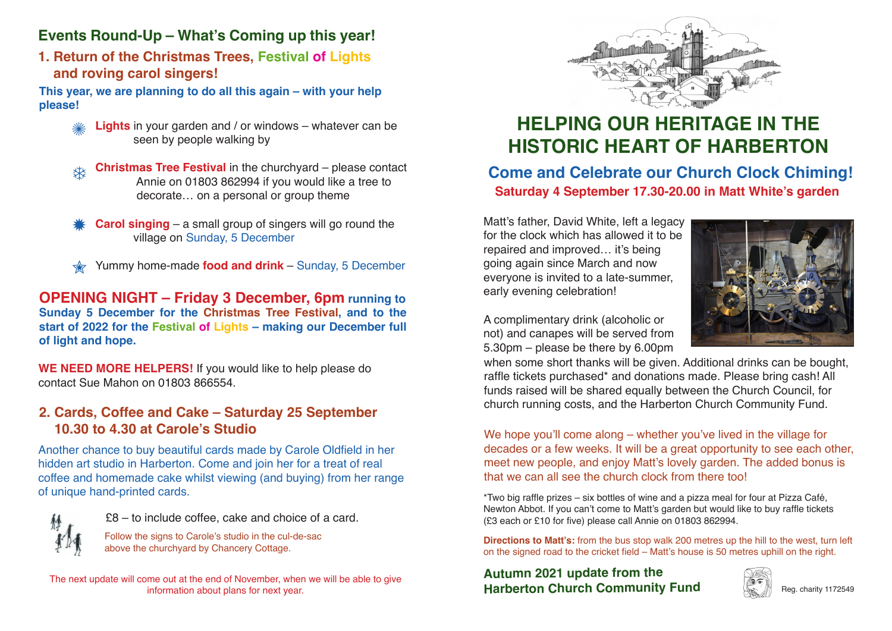## Events Round-Up – What's Coming up this year!

### 1. Return of the Christmas Trees, Festival of Lights and roving carol singers!

**This year, we are planning to do all this again – with your help please!**

- **Lights** in your garden and / or windows – whatever can be seen by people walking by
- **Christmas Tree Festival** in the churchyard – please contact Annie on 01803 862994 if you would like a tree to decorate… on a personal or group theme
- **Carol singing** – a small group of singers will go round the village on Sunday, 5 December
- Yummy home-made **food and drink** – Sunday, 5 December

**OPENING NIGHT – Friday 3 December, 6pm running to Sunday 5 December for the Christmas Tree Festival, and to the start of 2022 for the Festival of Lights – making our December full of light and hope.**

**WE NEED MORE HELPERS!** If you would like to help please do contact Sue Mahon on 01803 866554.

### 2. Cards, Coffee and Cake – Saturday 25 September 10.30 to 4.30 at Carole's Studio

Another chance to buy beautiful cards made by Carole Oldfield in her hidden art studio in Harberton. Come and join her for a treat of real coffee and homemade cake whilst viewing (and buying) from her range of unique hand-printed cards.

£8 – to include coffee, cake and choice of a card.

Follow the signs to Carole's studio in the cul-de-sac above the churchyard by Chancery Cottage.

The next update will come out at the end of November, when we will be able to give information about plans for next year.

# HELPING OUR HERITAGE IN THE HISTORIC HEART OF HARBERTON

## Come and Celebrate our Church Clock Chiming!

**Saturday 4 September 17.30-20.00 in Matt White's garden**

Matt's father, David White, left a legacy for the clock which has allowed it to be repaired and improved… it's being going again since March and now everyone is invited to a late-summer, early evening celebration!

A complimentary drink (alcoholic or not) and canapes will be served from 5.30pm – please be there by 6.00pm when some short thanks will be given. Additional drinks can be bought, raffle tickets purchased* and donations made. Please bring cash! All funds raised will be shared equally between the Church Council, for church running costs, and the Harberton Church Community Fund.

We hope you'll come along – whether you've lived in the village for decades or a few weeks. It will be a great opportunity to see each other, meet new people, and enjoy Matt's lovely garden. The added bonus is that we can all see the church clock from there too!

*Two big raffle prizes – six bottles of wine and a pizza meal for four at Pizza Café, Newton Abbot. If you can't come to Matt's garden but would like to buy raffle tickets (£3 each or £10 for five) please call Annie on 01803 862994.

**Directions to Matt's:** from the bus stop walk 200 metres up the hill to the west, turn left on the signed road to the cricket field – Matt's house is 50 metres uphill on the right.

**Autumn 2021 update from the Harberton Church Community Fund**

Reg. charity 1172549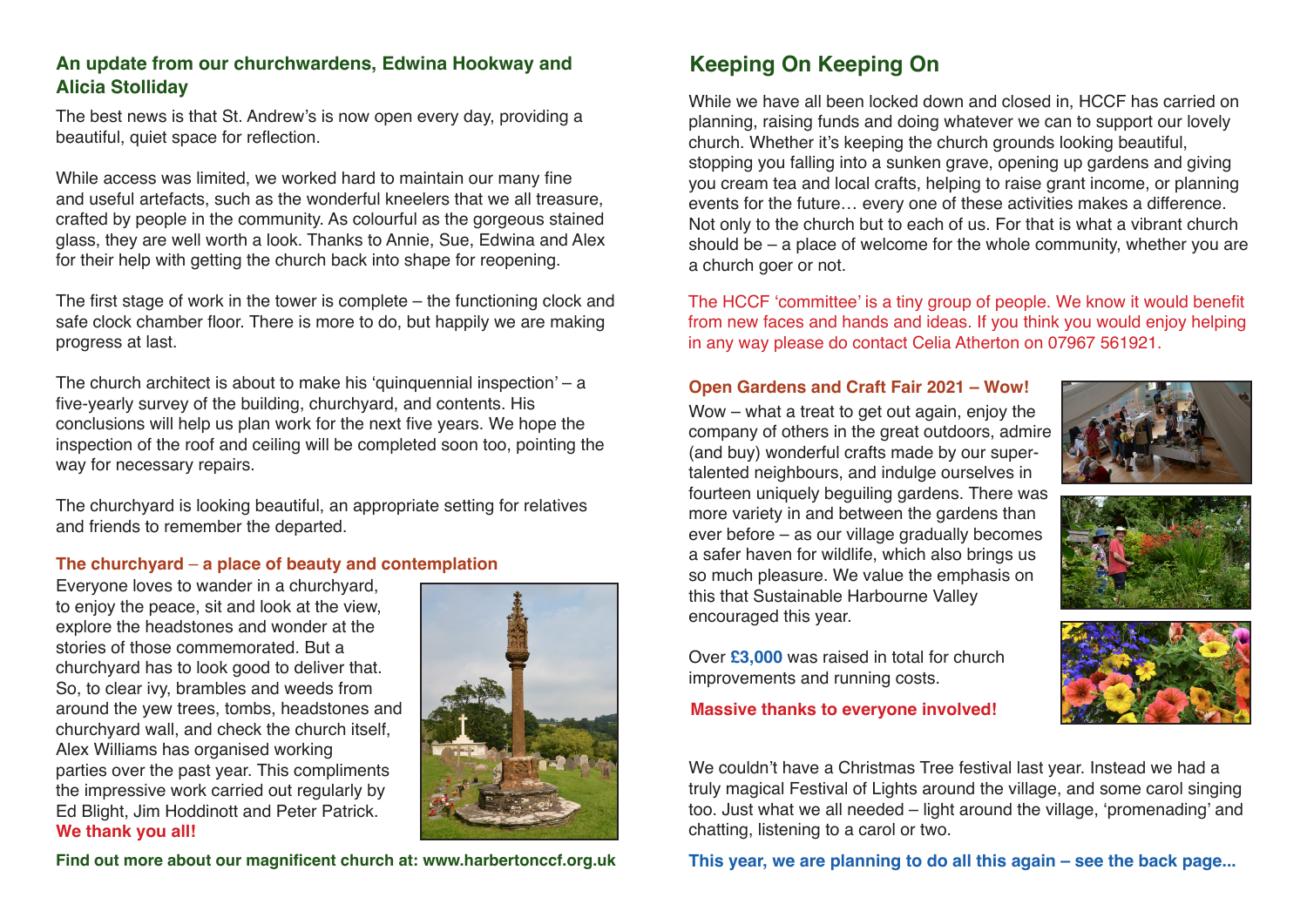## An update from our churchwardens, Edwina Hookway and Alicia Stolliday

The best news is that St. Andrew's is now open every day, providing a beautiful, quiet space for reflection.

While access was limited, we worked hard to maintain our many fine and useful artefacts, such as the wonderful kneelers that we all treasure, crafted by people in the community. As colourful as the gorgeous stained glass, they are well worth a look. Thanks to Annie, Sue, Edwina and Alex for their help with getting the church back into shape for reopening.

The first stage of work in the tower is complete – the functioning clock and safe clock chamber floor. There is more to do, but happily we are making progress at last.

The church architect is about to make his 'quinquennial inspection' – a five-yearly survey of the building, churchyard, and contents. His conclusions will help us plan work for the next five years. We hope the inspection of the roof and ceiling will be completed soon too, pointing the way for necessary repairs.

The churchyard is looking beautiful, an appropriate setting for relatives and friends to remember the departed.

### The churchyard – a place of beauty and contemplation

Everyone loves to wander in a churchyard, to enjoy the peace, sit and look at the view, explore the headstones and wonder at the stories of those commemorated. But a churchyard has to look good to deliver that. So, to clear ivy, brambles and weeds from around the yew trees, tombs, headstones and churchyard wall, and check the church itself, Alex Williams has organised working parties over the past year. This compliments the impressive work carried out regularly by Ed Blight, Jim Hoddinott and Peter Patrick. **We thank you all!**

**Find out more about our magnificent church at: www.harbertonccf.org.uk**

## Keeping On Keeping On

While we have all been locked down and closed in, HCCF has carried on planning, raising funds and doing whatever we can to support our lovely church. Whether it's keeping the church grounds looking beautiful, stopping you falling into a sunken grave, opening up gardens and giving you cream tea and local crafts, helping to raise grant income, or planning events for the future… every one of these activities makes a difference. Not only to the church but to each of us. For that is what a vibrant church should be – a place of welcome for the whole community, whether you are a church goer or not.

The HCCF 'committee' is a tiny group of people. We know it would benefit from new faces and hands and ideas. If you think you would enjoy helping in any way please do contact Celia Atherton on 07967 561921.

### Open Gardens and Craft Fair 2021 – Wow!

Wow – what a treat to get out again, enjoy the company of others in the great outdoors, admire (and buy) wonderful crafts made by our super-talented neighbours, and indulge ourselves in fourteen uniquely beguiling gardens. There was more variety in and between the gardens than ever before – as our village gradually becomes a safer haven for wildlife, which also brings us so much pleasure. We value the emphasis on this that Sustainable Harbourne Valley encouraged this year.

Over **£3,000** was raised in total for church improvements and running costs.

**Massive thanks to everyone involved!**

We couldn't have a Christmas Tree festival last year. Instead we had a truly magical Festival of Lights around the village, and some carol singing too. Just what we all needed – light around the village, 'promenading' and chatting, listening to a carol or two.

**This year, we are planning to do all this again – see the back page...**